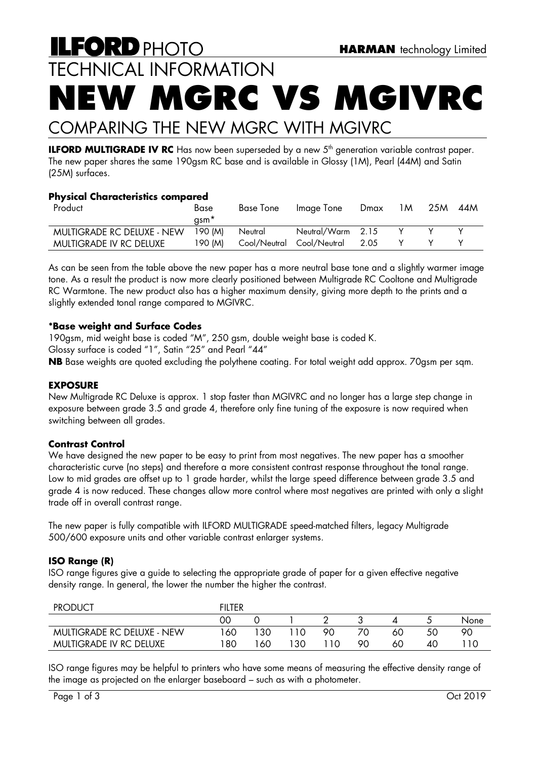# ILFORD PHOTO

**HARMAN** technology Limited

TECHNICAL INFORMATION

# NEW MGRC VS MGIVRC

## COMPARING THE NEW MGRC WITH MGIVRC

**ILFORD MULTIGRADE IV RC** Has now been superseded by a new 5th generation variable contrast paper. The new paper shares the same 190gsm RC base and is available in Glossy (1M), Pearl (44M) and Satin (25M) surfaces.

### Physical Characteristics compared

| Product | Base gsm* | Base Tone | Image Tone | Dmax | 1M | 25M | 44M |
|---|---|---|---|---|---|---|---|
| MULTIGRADE RC DELUXE - NEW | 190 (M) | Neutral | Neutral/Warm | 2.15 | Y | Y | Y |
| MULTIGRADE IV RC DELUXE | 190 (M) | Cool/Neutral | Cool/Neutral | 2.05 | Y | Y | Y |

As can be seen from the table above the new paper has a more neutral base tone and a slightly warmer image tone. As a result the product is now more clearly positioned between Multigrade RC Cooltone and Multigrade RC Warmtone. The new product also has a higher maximum density, giving more depth to the prints and a slightly extended tonal range compared to MGIVRC.

### *Base weight and Surface Codes

190gsm, mid weight base is coded "M", 250 gsm, double weight base is coded K.
Glossy surface is coded "1", Satin "25" and Pearl "44"
**NB** Base weights are quoted excluding the polythene coating. For total weight add approx. 70gsm per sqm.

### EXPOSURE

New Multigrade RC Deluxe is approx. 1 stop faster than MGIVRC and no longer has a large step change in exposure between grade 3.5 and grade 4, therefore only fine tuning of the exposure is now required when switching between all grades.

### Contrast Control

We have designed the new paper to be easy to print from most negatives. The new paper has a smoother characteristic curve (no steps) and therefore a more consistent contrast response throughout the tonal range. Low to mid grades are offset up to 1 grade harder, whilst the large speed difference between grade 3.5 and grade 4 is now reduced. These changes allow more control where most negatives are printed with only a slight trade off in overall contrast range.

The new paper is fully compatible with ILFORD MULTIGRADE speed-matched filters, legacy Multigrade 500/600 exposure units and other variable contrast enlarger systems.

### ISO Range (R)

ISO range figures give a guide to selecting the appropriate grade of paper for a given effective negative density range. In general, the lower the number the higher the contrast.

| PRODUCT | FILTER | | | | | | | |
|---|---|---|---|---|---|---|---|---|
| | 00 | 0 | 1 | 2 | 3 | 4 | 5 | None |
| MULTIGRADE RC DELUXE - NEW | 160 | 130 | 110 | 90 | 70 | 60 | 50 | 90 |
| MULTIGRADE IV RC DELUXE | 180 | 160 | 130 | 110 | 90 | 60 | 40 | 110 |

ISO range figures may be helpful to printers who have some means of measuring the effective density range of the image as projected on the enlarger baseboard – such as with a photometer.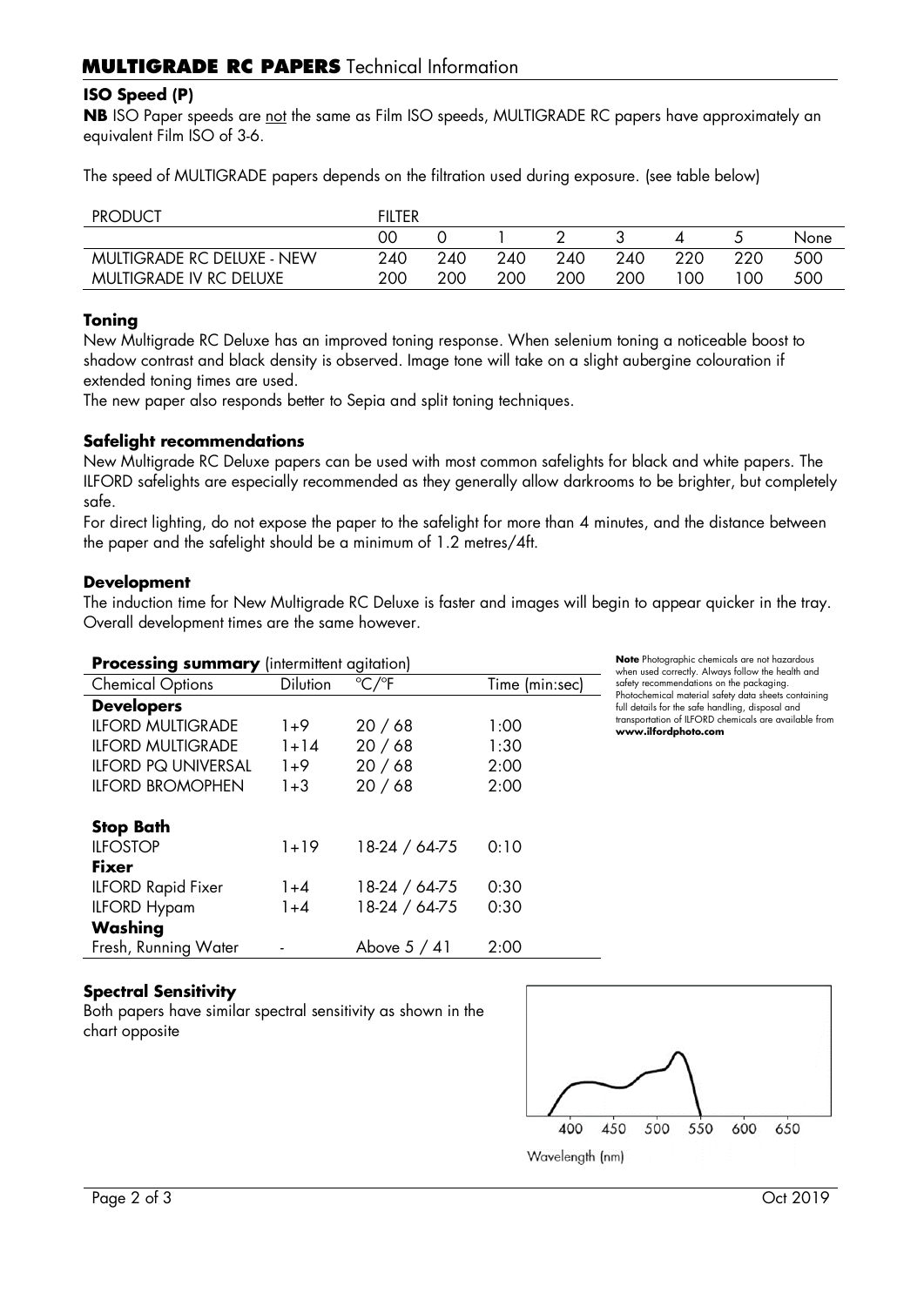## MULTIGRADE RC PAPERS Technical Information

### ISO Speed (P)

**NB** ISO Paper speeds are not the same as Film ISO speeds, MULTIGRADE RC papers have approximately an equivalent Film ISO of 3-6.

The speed of MULTIGRADE papers depends on the filtration used during exposure. (see table below)

| PRODUCT | FILTER | | | | | | | |
|---|---|---|---|---|---|---|---|---|
| | 00 | 0 | 1 | 2 | 3 | 4 | 5 | None |
| MULTIGRADE RC DELUXE - NEW | 240 | 240 | 240 | 240 | 240 | 220 | 220 | 500 |
| MULTIGRADE IV RC DELUXE | 200 | 200 | 200 | 200 | 200 | 100 | 100 | 500 |

### Toning

New Multigrade RC Deluxe has an improved toning response. When selenium toning a noticeable boost to shadow contrast and black density is observed. Image tone will take on a slight aubergine colouration if extended toning times are used.
The new paper also responds better to Sepia and split toning techniques.

### Safelight recommendations

New Multigrade RC Deluxe papers can be used with most common safelights for black and white papers. The ILFORD safelights are especially recommended as they generally allow darkrooms to be brighter, but completely safe.
For direct lighting, do not expose the paper to the safelight for more than 4 minutes, and the distance between the paper and the safelight should be a minimum of 1.2 metres/4ft.

### Development

The induction time for New Multigrade RC Deluxe is faster and images will begin to appear quicker in the tray. Overall development times are the same however.

**Processing summary** (intermittent agitation)

| Chemical Options | Dilution | °C/°F | Time (min:sec) |
|---|---|---|---|
| **Developers** | | | |
| ILFORD MULTIGRADE | 1+9 | 20 / 68 | 1:00 |
| ILFORD MULTIGRADE | 1+14 | 20 / 68 | 1:30 |
| ILFORD PQ UNIVERSAL | 1+9 | 20 / 68 | 2:00 |
| ILFORD BROMOPHEN | 1+3 | 20 / 68 | 2:00 |
| **Stop Bath** | | | |
| ILFOSTOP | 1+19 | 18-24 / 64-75 | 0:10 |
| **Fixer** | | | |
| ILFORD Rapid Fixer | 1+4 | 18-24 / 64-75 | 0:30 |
| ILFORD Hypam | 1+4 | 18-24 / 64-75 | 0:30 |
| **Washing** | | | |
| Fresh, Running Water | - | Above 5 / 41 | 2:00 |

**Note** Photographic chemicals are not hazardous when used correctly. Always follow the health and safety recommendations on the packaging. Photochemical material safety data sheets containing full details for the safe handling, disposal and transportation of ILFORD chemicals are available from **www.ilfordphoto.com**

### Spectral Sensitivity

Both papers have similar spectral sensitivity as shown in the chart opposite

400 450 500 550 600 650

Wavelength (nm)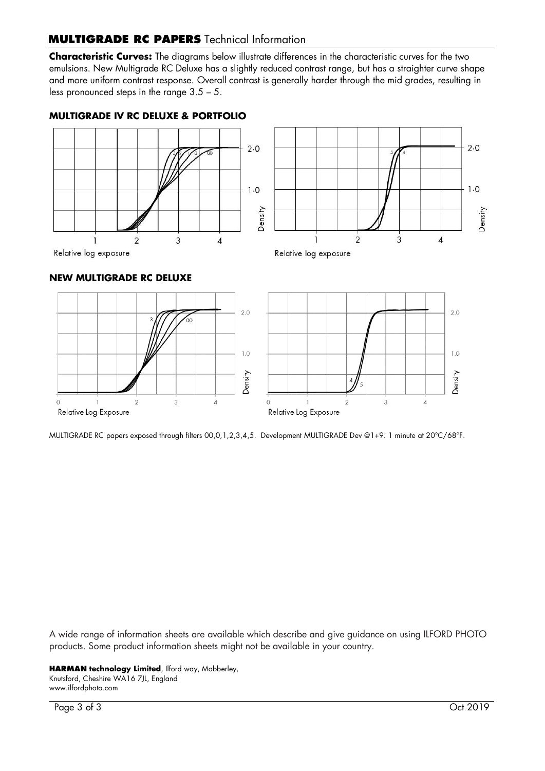## MULTIGRADE RC PAPERS Technical Information

**Characteristic Curves:** The diagrams below illustrate differences in the characteristic curves for the two emulsions. New Multigrade RC Deluxe has a slightly reduced contrast range, but has a straighter curve shape and more uniform contrast response. Overall contrast is generally harder through the mid grades, resulting in less pronounced steps in the range 3.5 – 5.

### MULTIGRADE IV RC DELUXE & PORTFOLIO

3 2 1 0 00
2·0
1·0
Density
1 2 3 4
Relative log exposure

5 4
2·0
1·0
Density
1 2 3 4
Relative log exposure

### NEW MULTIGRADE RC DELUXE

3 00
2.0
1.0
Density
0 1 2 3 4
Relative Log Exposure

4 5
2.0
1.0
Density
0 1 2 3 4
Relative Log Exposure

MULTIGRADE RC papers exposed through filters 00,0,1,2,3,4,5. Development MULTIGRADE Dev @1+9. 1 minute at 20°C/68°F.

A wide range of information sheets are available which describe and give guidance on using ILFORD PHOTO products. Some product information sheets might not be available in your country.

**HARMAN technology Limited**, Ilford way, Mobberley,
Knutsford, Cheshire WA16 7JL, England
www.ilfordphoto.com

Oct 2019